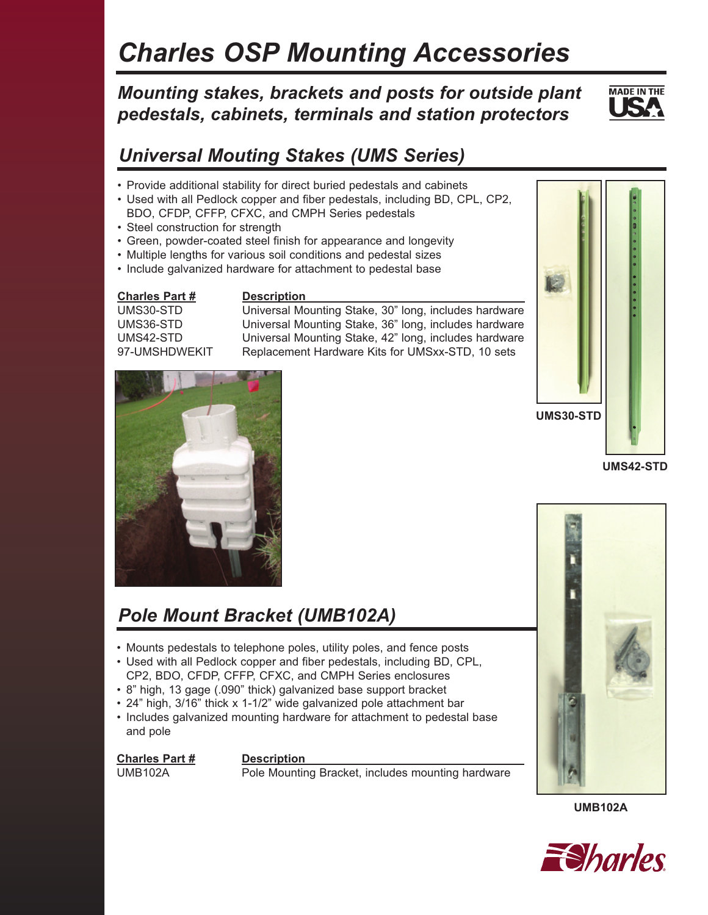# Charles OSP Mounting Accessories

***Mounting stakes, brackets and posts for outside plant pedestals, cabinets, terminals and station protectors***

MADE IN THE USA

## *Universal Mouting Stakes (UMS Series)*

- Provide additional stability for direct buried pedestals and cabinets
- Used with all Pedlock copper and fiber pedestals, including BD, CPL, CP2, BDO, CFDP, CFFP, CFXC, and CMPH Series pedestals
- Steel construction for strength
- Green, powder-coated steel finish for appearance and longevity
- Multiple lengths for various soil conditions and pedestal sizes
- Include galvanized hardware for attachment to pedestal base

| Charles Part # | Description |
| --- | --- |
| UMS30-STD | Universal Mounting Stake, 30" long, includes hardware |
| UMS36-STD | Universal Mounting Stake, 36" long, includes hardware |
| UMS42-STD | Universal Mounting Stake, 42" long, includes hardware |
| 97-UMSHDWEKIT | Replacement Hardware Kits for UMSxx-STD, 10 sets |

**UMS30-STD**

**UMS42-STD**

## *Pole Mount Bracket (UMB102A)*

- Mounts pedestals to telephone poles, utility poles, and fence posts
- Used with all Pedlock copper and fiber pedestals, including BD, CPL, CP2, BDO, CFDP, CFFP, CFXC, and CMPH Series enclosures
- 8" high, 13 gage (.090" thick) galvanized base support bracket
- 24" high, 3/16" thick x 1-1/2" wide galvanized pole attachment bar
- Includes galvanized mounting hardware for attachment to pedestal base and pole

| Charles Part # | Description |
| --- | --- |
| UMB102A | Pole Mounting Bracket, includes mounting hardware |

**UMB102A**

Charles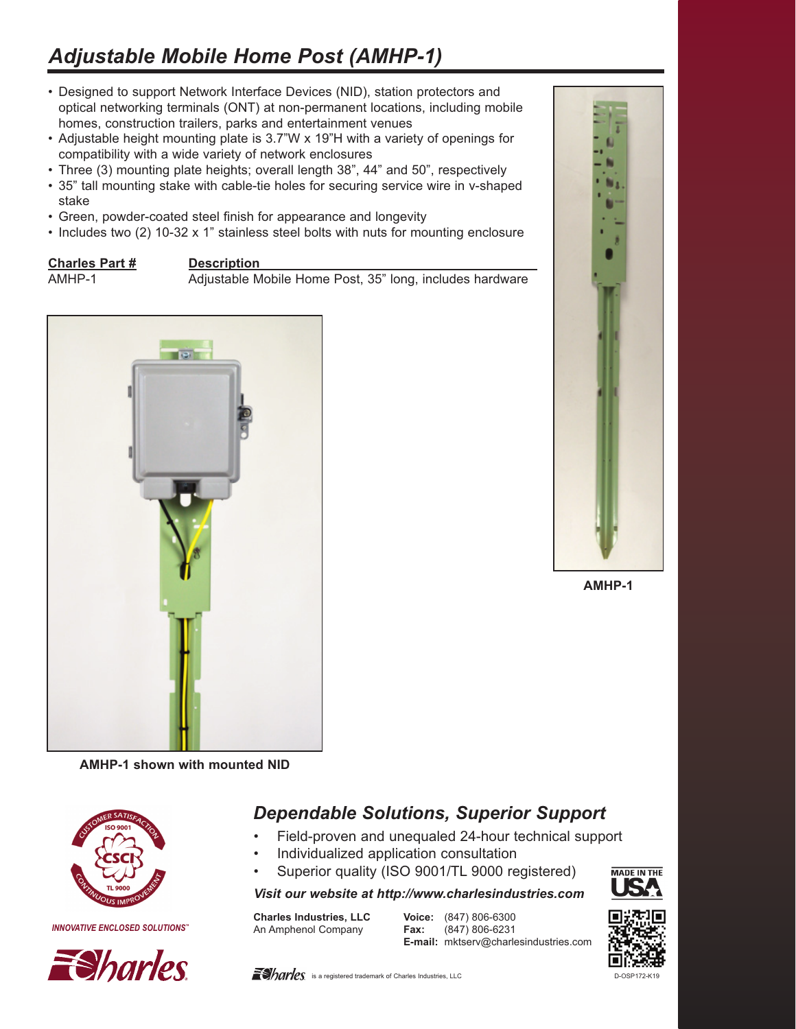# Adjustable Mobile Home Post (AMHP-1)

- Designed to support Network Interface Devices (NID), station protectors and optical networking terminals (ONT) at non-permanent locations, including mobile homes, construction trailers, parks and entertainment venues
- Adjustable height mounting plate is 3.7"W x 19"H with a variety of openings for compatibility with a wide variety of network enclosures
- Three (3) mounting plate heights; overall length 38", 44" and 50", respectively
- 35" tall mounting stake with cable-tie holes for securing service wire in v-shaped stake
- Green, powder-coated steel finish for appearance and longevity
- Includes two (2) 10-32 x 1" stainless steel bolts with nuts for mounting enclosure

| Charles Part # | Description |
|---|---|
| AMHP-1 | Adjustable Mobile Home Post, 35" long, includes hardware |

AMHP-1

AMHP-1 shown with mounted NID

## *Dependable Solutions, Superior Support*

- Field-proven and unequaled 24-hour technical support
- Individualized application consultation
- Superior quality (ISO 9001/TL 9000 registered)

***Visit our website at http://www.charlesindustries.com***

**Charles Industries, LLC**
An Amphenol Company

**Voice:** (847) 806-6300
**Fax:** (847) 806-6231
**E-mail:** mktserv@charlesindustries.com

*INNOVATIVE ENCLOSED SOLUTIONS*™

Charles is a registered trademark of Charles Industries, LLC

D-OSP172-K19